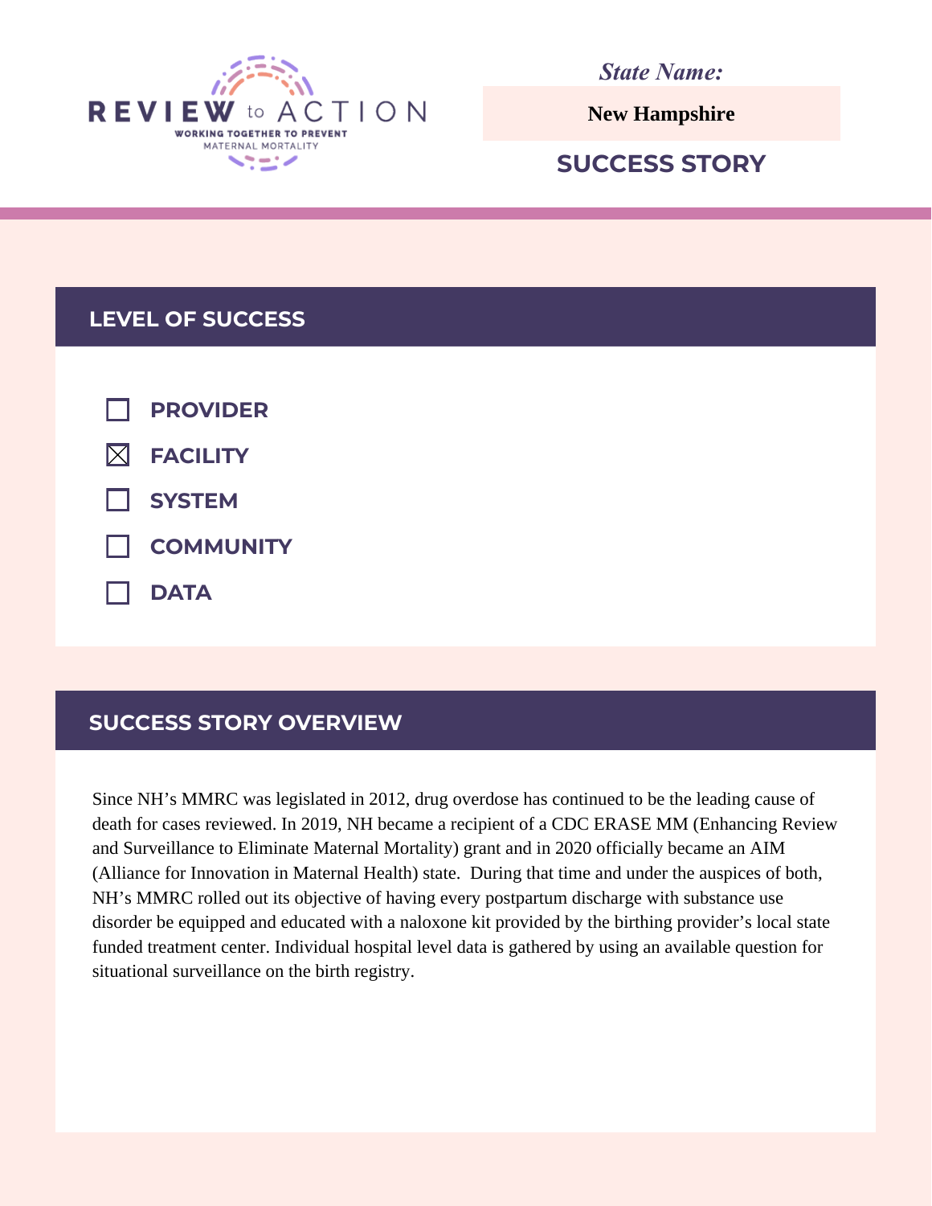REVIEW to ACTION

WORKING TOGETHER TO PREVENT MATERNAL MORTALITY

***State Name:***

**New Hampshire**

## SUCCESS STORY

## LEVEL OF SUCCESS

- ☐ PROVIDER
- ☒ FACILITY
- ☐ SYSTEM
- ☐ COMMUNITY
- ☐ DATA

## SUCCESS STORY OVERVIEW

Since NH's MMRC was legislated in 2012, drug overdose has continued to be the leading cause of death for cases reviewed. In 2019, NH became a recipient of a CDC ERASE MM (Enhancing Review and Surveillance to Eliminate Maternal Mortality) grant and in 2020 officially became an AIM (Alliance for Innovation in Maternal Health) state. During that time and under the auspices of both, NH's MMRC rolled out its objective of having every postpartum discharge with substance use disorder be equipped and educated with a naloxone kit provided by the birthing provider's local state funded treatment center. Individual hospital level data is gathered by using an available question for situational surveillance on the birth registry.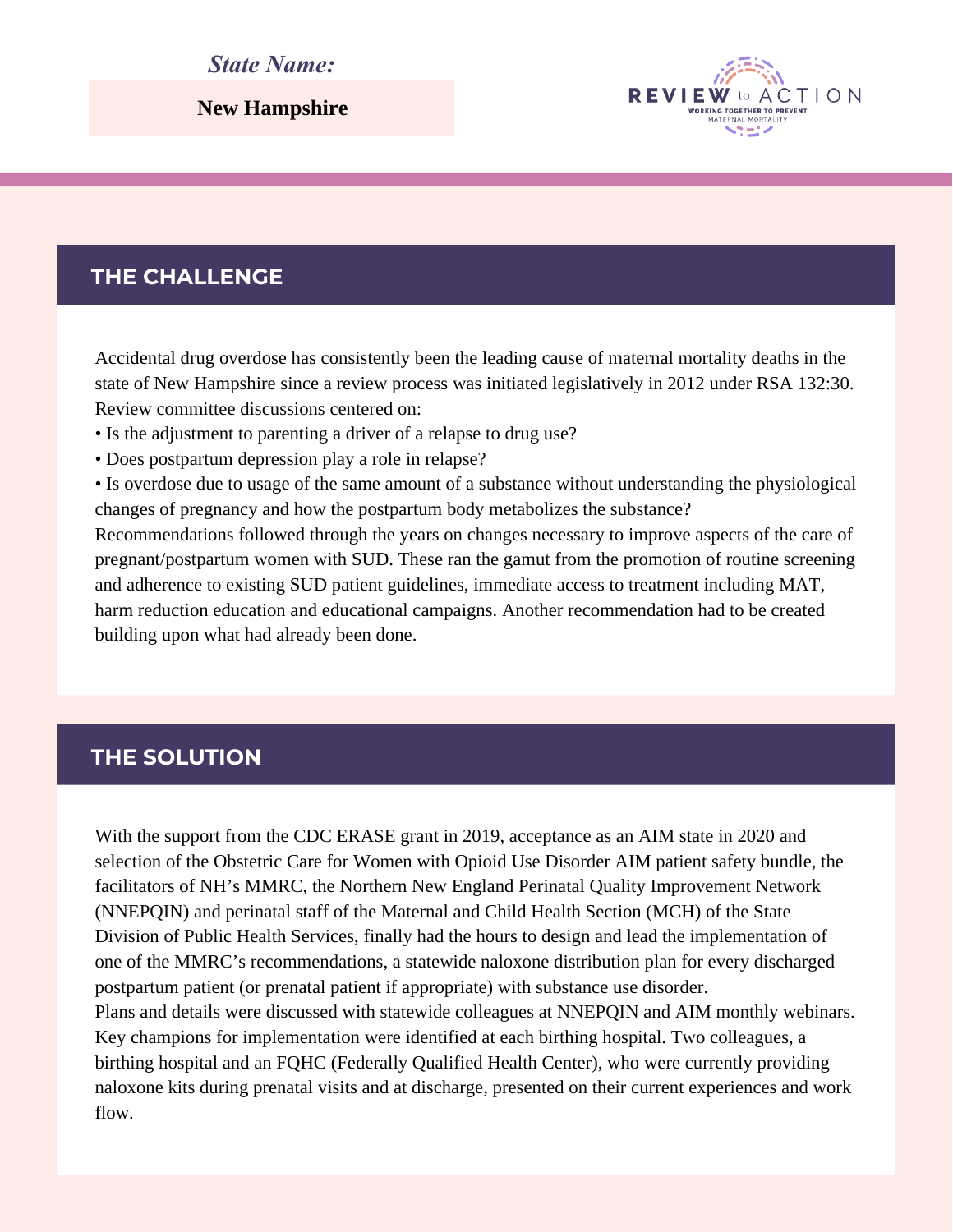*State Name:*

**New Hampshire**

REVIEW to ACTION
WORKING TOGETHER TO PREVENT MATERNAL MORTALITY

## THE CHALLENGE

Accidental drug overdose has consistently been the leading cause of maternal mortality deaths in the state of New Hampshire since a review process was initiated legislatively in 2012 under RSA 132:30. Review committee discussions centered on:

- Is the adjustment to parenting a driver of a relapse to drug use?
- Does postpartum depression play a role in relapse?
- Is overdose due to usage of the same amount of a substance without understanding the physiological changes of pregnancy and how the postpartum body metabolizes the substance?

Recommendations followed through the years on changes necessary to improve aspects of the care of pregnant/postpartum women with SUD. These ran the gamut from the promotion of routine screening and adherence to existing SUD patient guidelines, immediate access to treatment including MAT, harm reduction education and educational campaigns. Another recommendation had to be created building upon what had already been done.

## THE SOLUTION

With the support from the CDC ERASE grant in 2019, acceptance as an AIM state in 2020 and selection of the Obstetric Care for Women with Opioid Use Disorder AIM patient safety bundle, the facilitators of NH's MMRC, the Northern New England Perinatal Quality Improvement Network (NNEPQIN) and perinatal staff of the Maternal and Child Health Section (MCH) of the State Division of Public Health Services, finally had the hours to design and lead the implementation of one of the MMRC's recommendations, a statewide naloxone distribution plan for every discharged postpartum patient (or prenatal patient if appropriate) with substance use disorder.

Plans and details were discussed with statewide colleagues at NNEPQIN and AIM monthly webinars. Key champions for implementation were identified at each birthing hospital. Two colleagues, a birthing hospital and an FQHC (Federally Qualified Health Center), who were currently providing naloxone kits during prenatal visits and at discharge, presented on their current experiences and work flow.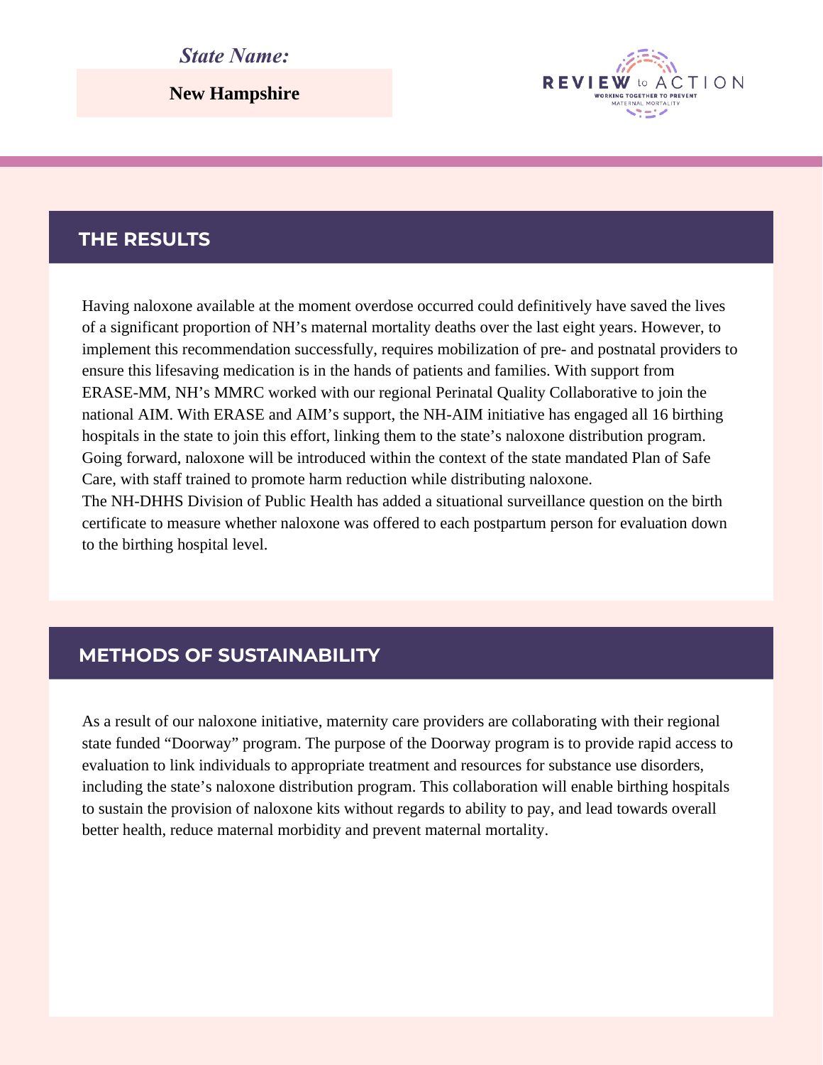*State Name:*

**New Hampshire**

## THE RESULTS

Having naloxone available at the moment overdose occurred could definitively have saved the lives of a significant proportion of NH's maternal mortality deaths over the last eight years. However, to implement this recommendation successfully, requires mobilization of pre- and postnatal providers to ensure this lifesaving medication is in the hands of patients and families. With support from ERASE-MM, NH's MMRC worked with our regional Perinatal Quality Collaborative to join the national AIM. With ERASE and AIM's support, the NH-AIM initiative has engaged all 16 birthing hospitals in the state to join this effort, linking them to the state's naloxone distribution program. Going forward, naloxone will be introduced within the context of the state mandated Plan of Safe Care, with staff trained to promote harm reduction while distributing naloxone.

The NH-DHHS Division of Public Health has added a situational surveillance question on the birth certificate to measure whether naloxone was offered to each postpartum person for evaluation down to the birthing hospital level.

## METHODS OF SUSTAINABILITY

As a result of our naloxone initiative, maternity care providers are collaborating with their regional state funded "Doorway" program. The purpose of the Doorway program is to provide rapid access to evaluation to link individuals to appropriate treatment and resources for substance use disorders, including the state's naloxone distribution program. This collaboration will enable birthing hospitals to sustain the provision of naloxone kits without regards to ability to pay, and lead towards overall better health, reduce maternal morbidity and prevent maternal mortality.